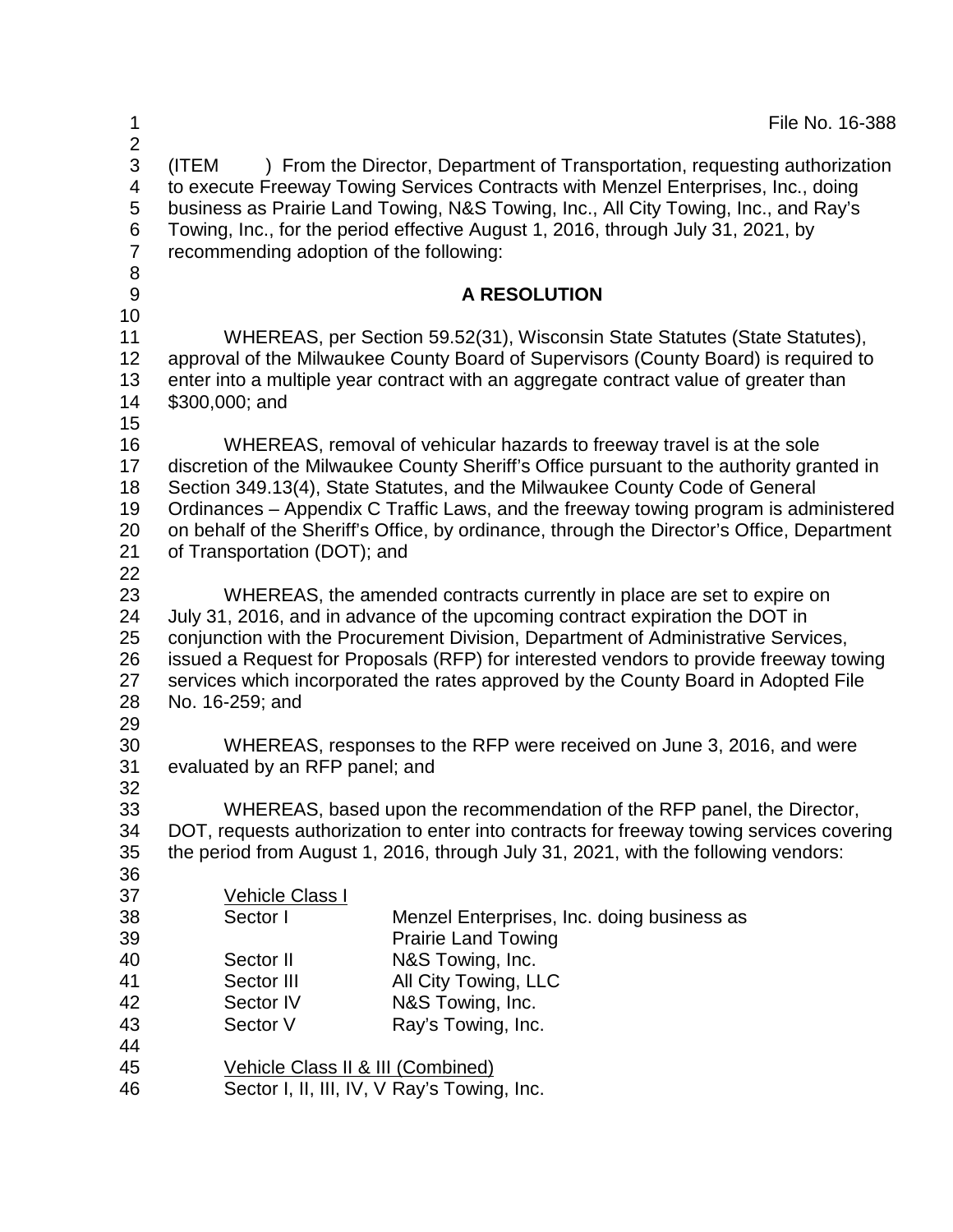File No. 16-388

(ITEM ) From the Director, Department of Transportation, requesting authorization to execute Freeway Towing Services Contracts with Menzel Enterprises, Inc., doing business as Prairie Land Towing, N&S Towing, Inc., All City Towing, Inc., and Ray's Towing, Inc., for the period effective August 1, 2016, through July 31, 2021, by recommending adoption of the following:

## A RESOLUTION

WHEREAS, per Section 59.52(31), Wisconsin State Statutes (State Statutes), approval of the Milwaukee County Board of Supervisors (County Board) is required to enter into a multiple year contract with an aggregate contract value of greater than $300,000; and

WHEREAS, removal of vehicular hazards to freeway travel is at the sole discretion of the Milwaukee County Sheriff's Office pursuant to the authority granted in Section 349.13(4), State Statutes, and the Milwaukee County Code of General Ordinances – Appendix C Traffic Laws, and the freeway towing program is administered on behalf of the Sheriff's Office, by ordinance, through the Director's Office, Department of Transportation (DOT); and

WHEREAS, the amended contracts currently in place are set to expire on July 31, 2016, and in advance of the upcoming contract expiration the DOT in conjunction with the Procurement Division, Department of Administrative Services, issued a Request for Proposals (RFP) for interested vendors to provide freeway towing services which incorporated the rates approved by the County Board in Adopted File No. 16-259; and

WHEREAS, responses to the RFP were received on June 3, 2016, and were evaluated by an RFP panel; and

WHEREAS, based upon the recommendation of the RFP panel, the Director, DOT, requests authorization to enter into contracts for freeway towing services covering the period from August 1, 2016, through July 31, 2021, with the following vendors:

Vehicle Class I

| | |
|---|---|
| Sector I | Menzel Enterprises, Inc. doing business as Prairie Land Towing |
| Sector II | N&S Towing, Inc. |
| Sector III | All City Towing, LLC |
| Sector IV | N&S Towing, Inc. |
| Sector V | Ray's Towing, Inc. |

Vehicle Class II & III (Combined)

Sector I, II, III, IV, V Ray's Towing, Inc.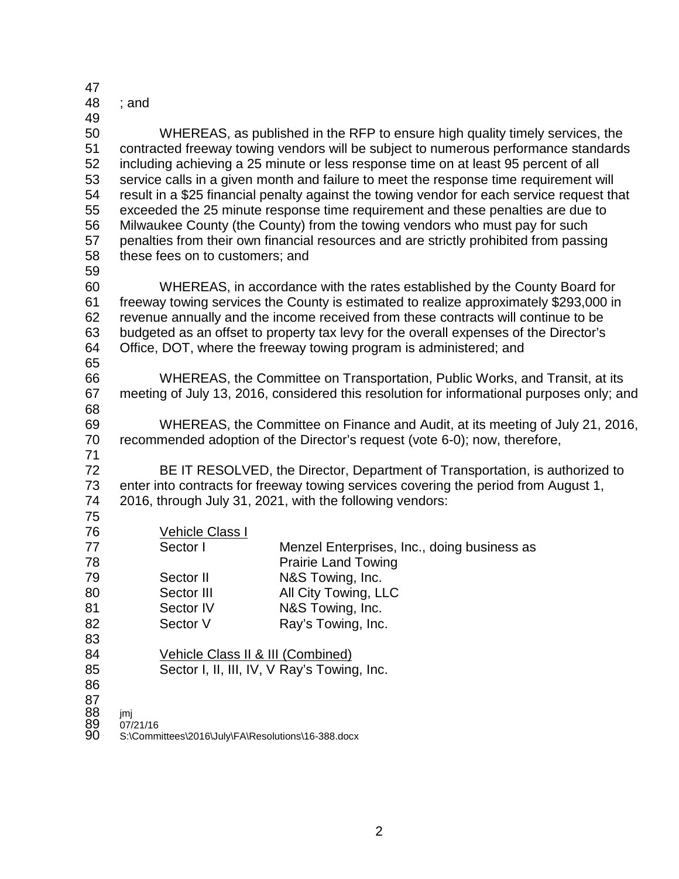; and

WHEREAS, as published in the RFP to ensure high quality timely services, the contracted freeway towing vendors will be subject to numerous performance standards including achieving a 25 minute or less response time on at least 95 percent of all service calls in a given month and failure to meet the response time requirement will result in a $25 financial penalty against the towing vendor for each service request that exceeded the 25 minute response time requirement and these penalties are due to Milwaukee County (the County) from the towing vendors who must pay for such penalties from their own financial resources and are strictly prohibited from passing these fees on to customers; and

WHEREAS, in accordance with the rates established by the County Board for freeway towing services the County is estimated to realize approximately $293,000 in revenue annually and the income received from these contracts will continue to be budgeted as an offset to property tax levy for the overall expenses of the Director's Office, DOT, where the freeway towing program is administered; and

WHEREAS, the Committee on Transportation, Public Works, and Transit, at its meeting of July 13, 2016, considered this resolution for informational purposes only; and

WHEREAS, the Committee on Finance and Audit, at its meeting of July 21, 2016, recommended adoption of the Director's request (vote 6-0); now, therefore,

BE IT RESOLVED, the Director, Department of Transportation, is authorized to enter into contracts for freeway towing services covering the period from August 1, 2016, through July 31, 2021, with the following vendors:

<u>Vehicle Class I</u>

| | |
|---|---|
| Sector I | Menzel Enterprises, Inc., doing business as Prairie Land Towing |
| Sector II | N&S Towing, Inc. |
| Sector III | All City Towing, LLC |
| Sector IV | N&S Towing, Inc. |
| Sector V | Ray's Towing, Inc. |

<u>Vehicle Class II & III (Combined)</u>

Sector I, II, III, IV, V Ray's Towing, Inc.

jmj
07/21/16
S:\Committees\2016\July\FA\Resolutions\16-388.docx